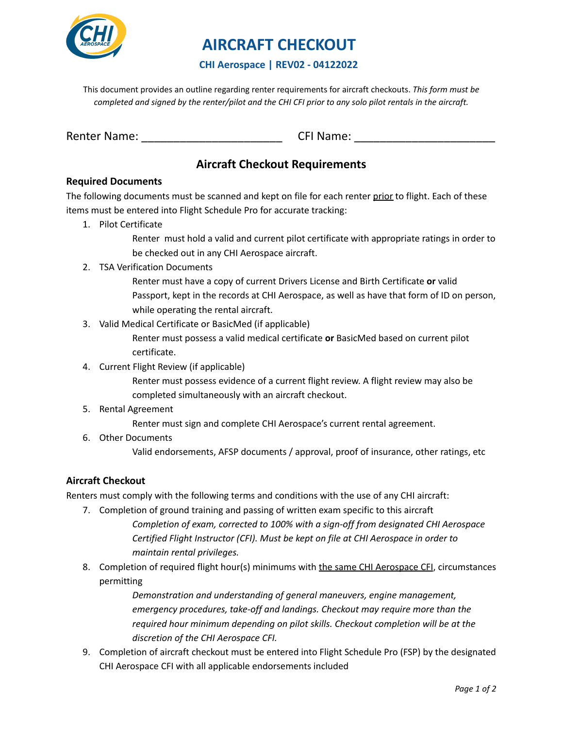# AIRCRAFT CHECKOUT

### CHI Aerospace | REV02 - 04122022

This document provides an outline regarding renter requirements for aircraft checkouts. *This form must be completed and signed by the renter/pilot and the CHI CFI prior to any solo pilot rentals in the aircraft.*

Renter Name: ______________________ CFI Name: ______________________

## Aircraft Checkout Requirements

**Required Documents**

The following documents must be scanned and kept on file for each renter prior to flight. Each of these items must be entered into Flight Schedule Pro for accurate tracking:

1. Pilot Certificate

   Renter must hold a valid and current pilot certificate with appropriate ratings in order to be checked out in any CHI Aerospace aircraft.

2. TSA Verification Documents

   Renter must have a copy of current Drivers License and Birth Certificate **or** valid Passport, kept in the records at CHI Aerospace, as well as have that form of ID on person, while operating the rental aircraft.

3. Valid Medical Certificate or BasicMed (if applicable)

   Renter must possess a valid medical certificate **or** BasicMed based on current pilot certificate.

4. Current Flight Review (if applicable)

   Renter must possess evidence of a current flight review. A flight review may also be completed simultaneously with an aircraft checkout.

5. Rental Agreement

   Renter must sign and complete CHI Aerospace's current rental agreement.

6. Other Documents

   Valid endorsements, AFSP documents / approval, proof of insurance, other ratings, etc

**Aircraft Checkout**

Renters must comply with the following terms and conditions with the use of any CHI aircraft:

7. Completion of ground training and passing of written exam specific to this aircraft

   *Completion of exam, corrected to 100% with a sign-off from designated CHI Aerospace Certified Flight Instructor (CFI). Must be kept on file at CHI Aerospace in order to maintain rental privileges.*

8. Completion of required flight hour(s) minimums with the same CHI Aerospace CFI, circumstances permitting

   *Demonstration and understanding of general maneuvers, engine management, emergency procedures, take-off and landings. Checkout may require more than the required hour minimum depending on pilot skills. Checkout completion will be at the discretion of the CHI Aerospace CFI.*

9. Completion of aircraft checkout must be entered into Flight Schedule Pro (FSP) by the designated CHI Aerospace CFI with all applicable endorsements included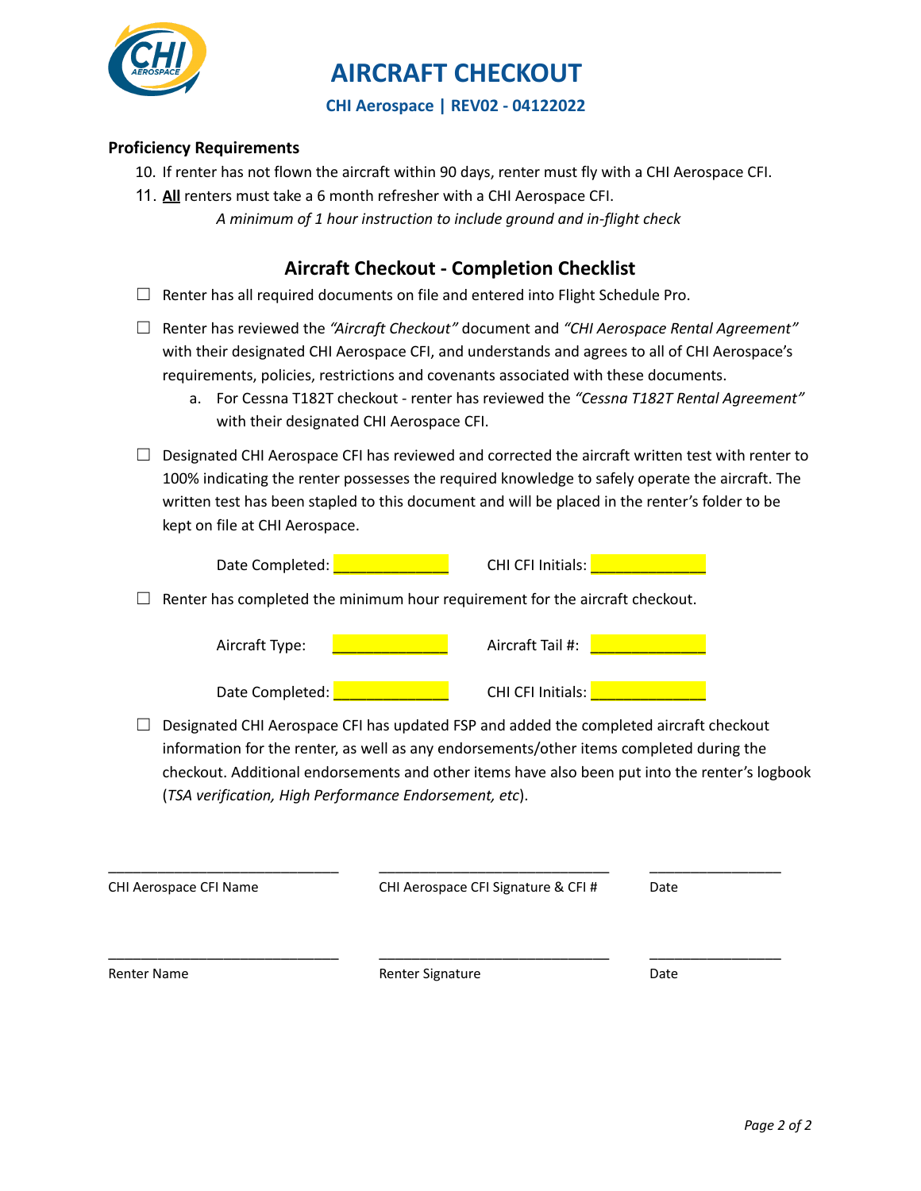# AIRCRAFT CHECKOUT

**CHI Aerospace | REV02 - 04122022**

**Proficiency Requirements**

10. If renter has not flown the aircraft within 90 days, renter must fly with a CHI Aerospace CFI.
11. **All** renters must take a 6 month refresher with a CHI Aerospace CFI.
    *A minimum of 1 hour instruction to include ground and in-flight check*

## Aircraft Checkout - Completion Checklist

☐ Renter has all required documents on file and entered into Flight Schedule Pro.

☐ Renter has reviewed the *"Aircraft Checkout"* document and *"CHI Aerospace Rental Agreement"* with their designated CHI Aerospace CFI, and understands and agrees to all of CHI Aerospace's requirements, policies, restrictions and covenants associated with these documents.

   a. For Cessna T182T checkout - renter has reviewed the *"Cessna T182T Rental Agreement"* with their designated CHI Aerospace CFI.

☐ Designated CHI Aerospace CFI has reviewed and corrected the aircraft written test with renter to 100% indicating the renter possesses the required knowledge to safely operate the aircraft. The written test has been stapled to this document and will be placed in the renter's folder to be kept on file at CHI Aerospace.

Date Completed: ______________ CHI CFI Initials: ______________

☐ Renter has completed the minimum hour requirement for the aircraft checkout.

Aircraft Type: ______________ Aircraft Tail #: ______________

Date Completed: ______________ CHI CFI Initials: ______________

☐ Designated CHI Aerospace CFI has updated FSP and added the completed aircraft checkout information for the renter, as well as any endorsements/other items completed during the checkout. Additional endorsements and other items have also been put into the renter's logbook (*TSA verification, High Performance Endorsement, etc*).

______________________________ ______________________________ _________________

CHI Aerospace CFI Name CHI Aerospace CFI Signature & CFI # Date

______________________________ ______________________________ _________________

Renter Name Renter Signature Date